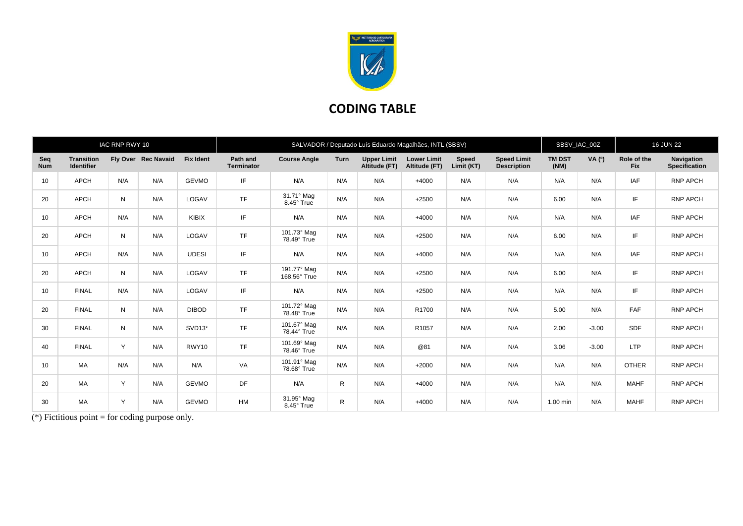# CODING TABLE

| IAC RNP RWY 10 | | | | | SALVADOR / Deputado Luís Eduardo Magalhães, INTL (SBSV) | | | | | | SBSV_IAC_00Z | | 16 JUN 22 | |
|---|---|---|---|---|---|---|---|---|---|---|---|---|---|---|
| **Seq Num** | **Transition Identifier** | **Fly Over** | **Rec Navaid** | **Fix Ident** | **Path and Terminator** | **Course Angle** | **Turn** | **Upper Limit Altitude (FT)** | **Lower Limit Altitude (FT)** | **Speed Limit (KT)** | **Speed Limit Description** | **TM DST (NM)** | **VA (º)** | **Role of the Fix** | **Navigation Specification** |
| 10 | APCH | N/A | N/A | GEVMO | IF | N/A | N/A | N/A | +4000 | N/A | N/A | N/A | N/A | IAF | RNP APCH |
| 20 | APCH | N | N/A | LOGAV | TF | 31.71° Mag 8.45° True | N/A | N/A | +2500 | N/A | N/A | 6.00 | N/A | IF | RNP APCH |
| 10 | APCH | N/A | N/A | KIBIX | IF | N/A | N/A | N/A | +4000 | N/A | N/A | N/A | N/A | IAF | RNP APCH |
| 20 | APCH | N | N/A | LOGAV | TF | 101.73° Mag 78.49° True | N/A | N/A | +2500 | N/A | N/A | 6.00 | N/A | IF | RNP APCH |
| 10 | APCH | N/A | N/A | UDESI | IF | N/A | N/A | N/A | +4000 | N/A | N/A | N/A | N/A | IAF | RNP APCH |
| 20 | APCH | N | N/A | LOGAV | TF | 191.77° Mag 168.56° True | N/A | N/A | +2500 | N/A | N/A | 6.00 | N/A | IF | RNP APCH |
| 10 | FINAL | N/A | N/A | LOGAV | IF | N/A | N/A | N/A | +2500 | N/A | N/A | N/A | N/A | IF | RNP APCH |
| 20 | FINAL | N | N/A | DIBOD | TF | 101.72° Mag 78.48° True | N/A | N/A | R1700 | N/A | N/A | 5.00 | N/A | FAF | RNP APCH |
| 30 | FINAL | N | N/A | SVD13* | TF | 101.67° Mag 78.44° True | N/A | N/A | R1057 | N/A | N/A | 2.00 | -3.00 | SDF | RNP APCH |
| 40 | FINAL | Y | N/A | RWY10 | TF | 101.69° Mag 78.46° True | N/A | N/A | @81 | N/A | N/A | 3.06 | -3.00 | LTP | RNP APCH |
| 10 | MA | N/A | N/A | N/A | VA | 101.91° Mag 78.68° True | N/A | N/A | +2000 | N/A | N/A | N/A | N/A | OTHER | RNP APCH |
| 20 | MA | Y | N/A | GEVMO | DF | N/A | R | N/A | +4000 | N/A | N/A | N/A | N/A | MAHF | RNP APCH |
| 30 | MA | Y | N/A | GEVMO | HM | 31.95° Mag 8.45° True | R | N/A | +4000 | N/A | N/A | 1.00 min | N/A | MAHF | RNP APCH |

(*) Fictitious point = for coding purpose only.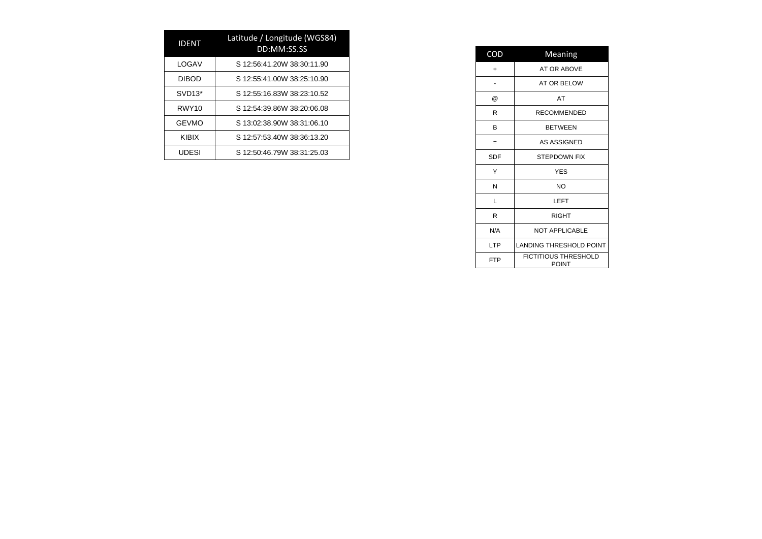| IDENT | Latitude / Longitude (WGS84) DD:MM:SS.SS |
|---|---|
| LOGAV | S 12:56:41.20W 38:30:11.90 |
| DIBOD | S 12:55:41.00W 38:25:10.90 |
| SVD13* | S 12:55:16.83W 38:23:10.52 |
| RWY10 | S 12:54:39.86W 38:20:06.08 |
| GEVMO | S 13:02:38.90W 38:31:06.10 |
| KIBIX | S 12:57:53.40W 38:36:13.20 |
| UDESI | S 12:50:46.79W 38:31:25.03 |

| COD | Meaning |
|---|---|
| + | AT OR ABOVE |
| - | AT OR BELOW |
| @ | AT |
| R | RECOMMENDED |
| B | BETWEEN |
| = | AS ASSIGNED |
| SDF | STEPDOWN FIX |
| Y | YES |
| N | NO |
| L | LEFT |
| R | RIGHT |
| N/A | NOT APPLICABLE |
| LTP | LANDING THRESHOLD POINT |
| FTP | FICTITIOUS THRESHOLD POINT |